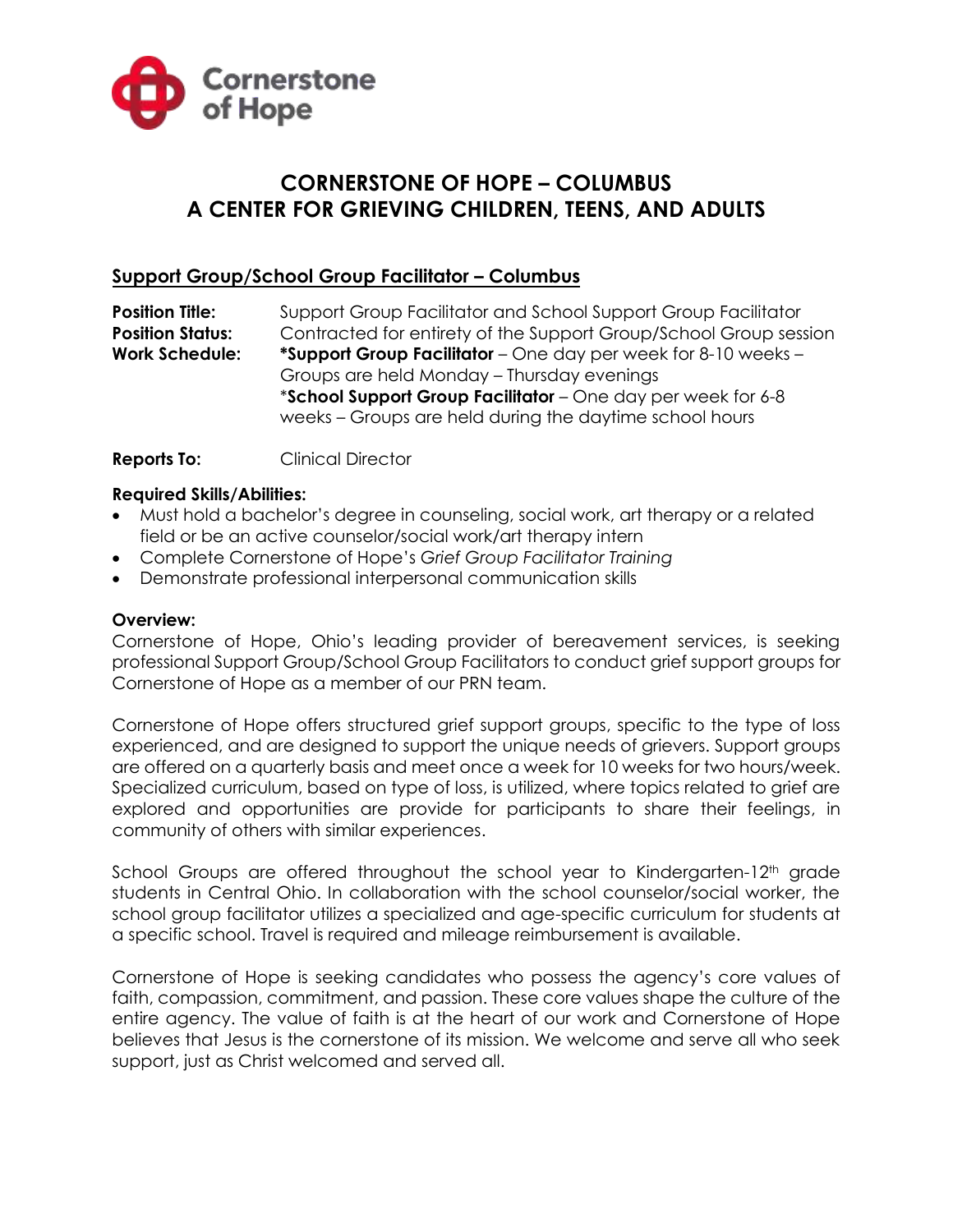Cornerstone of Hope

# CORNERSTONE OF HOPE – COLUMBUS
# A CENTER FOR GRIEVING CHILDREN, TEENS, AND ADULTS

## Support Group/School Group Facilitator – Columbus

**Position Title:** Support Group Facilitator and School Support Group Facilitator

**Position Status:** Contracted for entirety of the Support Group/School Group session

**Work Schedule:** ***Support Group Facilitator** – One day per week for 8-10 weeks – Groups are held Monday – Thursday evenings
*​**School Support Group Facilitator** – One day per week for 6-8 weeks – Groups are held during the daytime school hours

**Reports To:** Clinical Director

**Required Skills/Abilities:**

- Must hold a bachelor's degree in counseling, social work, art therapy or a related field or be an active counselor/social work/art therapy intern
- Complete Cornerstone of Hope's *Grief Group Facilitator Training*
- Demonstrate professional interpersonal communication skills

**Overview:**

Cornerstone of Hope, Ohio's leading provider of bereavement services, is seeking professional Support Group/School Group Facilitators to conduct grief support groups for Cornerstone of Hope as a member of our PRN team.

Cornerstone of Hope offers structured grief support groups, specific to the type of loss experienced, and are designed to support the unique needs of grievers. Support groups are offered on a quarterly basis and meet once a week for 10 weeks for two hours/week. Specialized curriculum, based on type of loss, is utilized, where topics related to grief are explored and opportunities are provide for participants to share their feelings, in community of others with similar experiences.

School Groups are offered throughout the school year to Kindergarten-12th grade students in Central Ohio. In collaboration with the school counselor/social worker, the school group facilitator utilizes a specialized and age-specific curriculum for students at a specific school. Travel is required and mileage reimbursement is available.

Cornerstone of Hope is seeking candidates who possess the agency's core values of faith, compassion, commitment, and passion. These core values shape the culture of the entire agency. The value of faith is at the heart of our work and Cornerstone of Hope believes that Jesus is the cornerstone of its mission. We welcome and serve all who seek support, just as Christ welcomed and served all.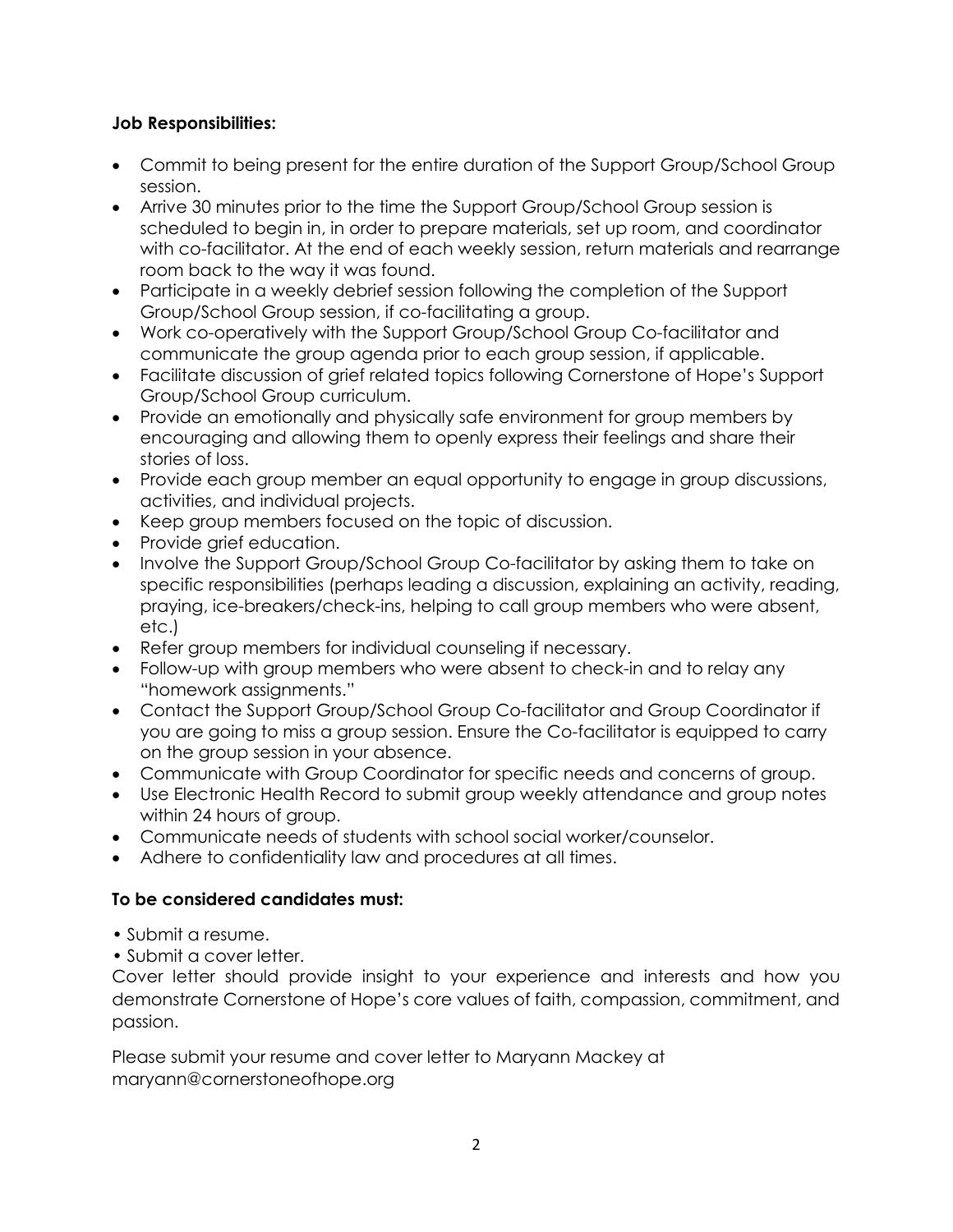**Job Responsibilities:**

- Commit to being present for the entire duration of the Support Group/School Group session.
- Arrive 30 minutes prior to the time the Support Group/School Group session is scheduled to begin in, in order to prepare materials, set up room, and coordinator with co-facilitator. At the end of each weekly session, return materials and rearrange room back to the way it was found.
- Participate in a weekly debrief session following the completion of the Support Group/School Group session, if co-facilitating a group.
- Work co-operatively with the Support Group/School Group Co-facilitator and communicate the group agenda prior to each group session, if applicable.
- Facilitate discussion of grief related topics following Cornerstone of Hope's Support Group/School Group curriculum.
- Provide an emotionally and physically safe environment for group members by encouraging and allowing them to openly express their feelings and share their stories of loss.
- Provide each group member an equal opportunity to engage in group discussions, activities, and individual projects.
- Keep group members focused on the topic of discussion.
- Provide grief education.
- Involve the Support Group/School Group Co-facilitator by asking them to take on specific responsibilities (perhaps leading a discussion, explaining an activity, reading, praying, ice-breakers/check-ins, helping to call group members who were absent, etc.)
- Refer group members for individual counseling if necessary.
- Follow-up with group members who were absent to check-in and to relay any "homework assignments."
- Contact the Support Group/School Group Co-facilitator and Group Coordinator if you are going to miss a group session. Ensure the Co-facilitator is equipped to carry on the group session in your absence.
- Communicate with Group Coordinator for specific needs and concerns of group.
- Use Electronic Health Record to submit group weekly attendance and group notes within 24 hours of group.
- Communicate needs of students with school social worker/counselor.
- Adhere to confidentiality law and procedures at all times.

**To be considered candidates must:**

- Submit a resume.
- Submit a cover letter.

Cover letter should provide insight to your experience and interests and how you demonstrate Cornerstone of Hope's core values of faith, compassion, commitment, and passion.

Please submit your resume and cover letter to Maryann Mackey at maryann@cornerstoneofhope.org